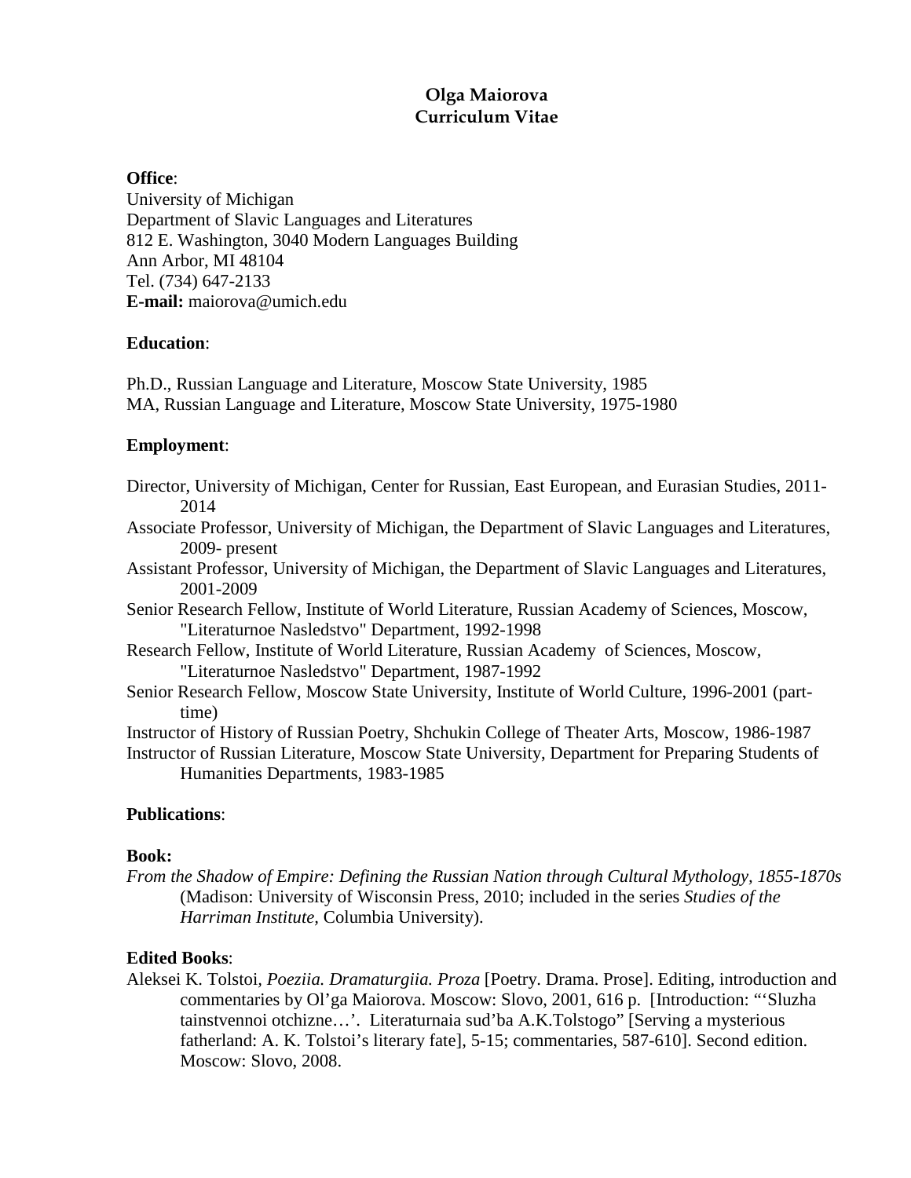# Olga Maiorova
# Curriculum Vitae

**Office**:
University of Michigan
Department of Slavic Languages and Literatures
812 E. Washington, 3040 Modern Languages Building
Ann Arbor, MI 48104
Tel. (734) 647-2133
**E-mail:** maiorova@umich.edu

**Education**:

Ph.D., Russian Language and Literature, Moscow State University, 1985
MA, Russian Language and Literature, Moscow State University, 1975-1980

**Employment**:

Director, University of Michigan, Center for Russian, East European, and Eurasian Studies, 2011-2014

Associate Professor, University of Michigan, the Department of Slavic Languages and Literatures, 2009- present

Assistant Professor, University of Michigan, the Department of Slavic Languages and Literatures, 2001-2009

Senior Research Fellow, Institute of World Literature, Russian Academy of Sciences, Moscow, "Literaturnoe Nasledstvo" Department, 1992-1998

Research Fellow, Institute of World Literature, Russian Academy of Sciences, Moscow, "Literaturnoe Nasledstvo" Department, 1987-1992

Senior Research Fellow, Moscow State University, Institute of World Culture, 1996-2001 (part-time)

Instructor of History of Russian Poetry, Shchukin College of Theater Arts, Moscow, 1986-1987

Instructor of Russian Literature, Moscow State University, Department for Preparing Students of Humanities Departments, 1983-1985

**Publications**:

**Book:**

*From the Shadow of Empire: Defining the Russian Nation through Cultural Mythology, 1855-1870s* (Madison: University of Wisconsin Press, 2010; included in the series *Studies of the Harriman Institute*, Columbia University).

**Edited Books**:

Aleksei K. Tolstoi, *Poeziia. Dramaturgiia. Proza* [Poetry. Drama. Prose]. Editing, introduction and commentaries by Ol'ga Maiorova. Moscow: Slovo, 2001, 616 p. [Introduction: "'Sluzha tainstvennoi otchizne…'. Literaturnaia sud'ba A.K.Tolstogo" [Serving a mysterious fatherland: A. K. Tolstoi's literary fate], 5-15; commentaries, 587-610]. Second edition. Moscow: Slovo, 2008.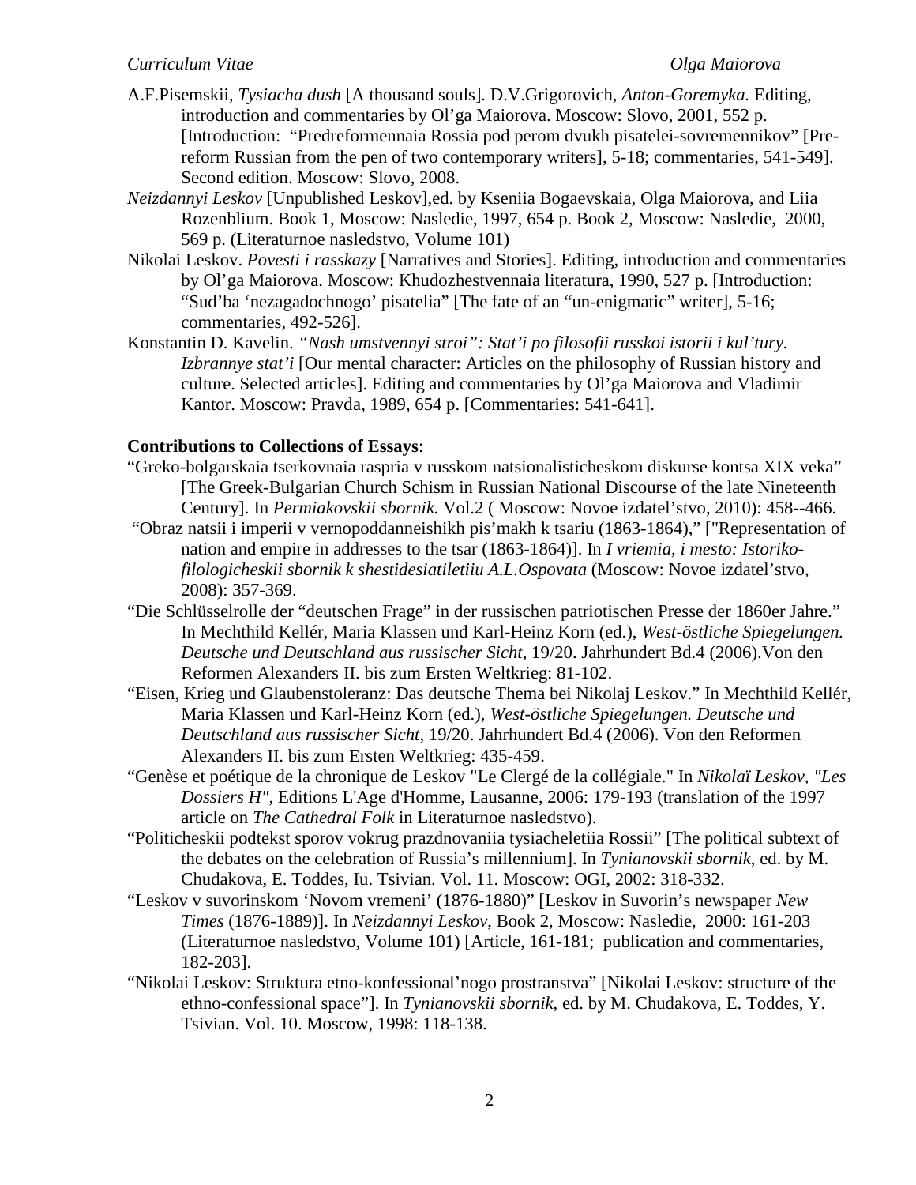A.F.Pisemskii, *Tysiacha dush* [A thousand souls]. D.V.Grigorovich, *Anton-Goremyka.* Editing, introduction and commentaries by Ol'ga Maiorova. Moscow: Slovo, 2001, 552 p. [Introduction: "Predreformennaia Rossia pod perom dvukh pisatelei-sovremennikov" [Pre-reform Russian from the pen of two contemporary writers], 5-18; commentaries, 541-549]. Second edition. Moscow: Slovo, 2008.

*Neizdannyi Leskov* [Unpublished Leskov],ed. by Kseniia Bogaevskaia, Olga Maiorova, and Liia Rozenblium. Book 1, Moscow: Nasledie, 1997, 654 p. Book 2, Moscow: Nasledie, 2000, 569 p. (Literaturnoe nasledstvo, Volume 101)

Nikolai Leskov. *Povesti i rasskazy* [Narratives and Stories]. Editing, introduction and commentaries by Ol'ga Maiorova. Moscow: Khudozhestvennaia literatura, 1990, 527 p. [Introduction: "Sud'ba 'nezagadochnogo' pisatelia" [The fate of an "un-enigmatic" writer], 5-16; commentaries, 492-526].

Konstantin D. Kavelin. *"Nash umstvennyi stroi": Stat'i po filosofii russkoi istorii i kul'tury. Izbrannye stat'i* [Our mental character: Articles on the philosophy of Russian history and culture. Selected articles]. Editing and commentaries by Ol'ga Maiorova and Vladimir Kantor. Moscow: Pravda, 1989, 654 p. [Commentaries: 541-641].

**Contributions to Collections of Essays**:

"Greko-bolgarskaia tserkovnaia raspria v russkom natsionalisticheskom diskurse kontsa XIX veka" [The Greek-Bulgarian Church Schism in Russian National Discourse of the late Nineteenth Century]. In *Permiakovskii sbornik.* Vol.2 ( Moscow: Novoe izdatel'stvo, 2010): 458--466.

"Obraz natsii i imperii v vernopoddanneishikh pis'makh k tsariu (1863-1864)," ["Representation of nation and empire in addresses to the tsar (1863-1864)]. In *I vriemia, i mesto: Istoriko-filologicheskii sbornik k shestidesiatiletiiu A.L.Ospovata* (Moscow: Novoe izdatel'stvo, 2008): 357-369.

"Die Schlüsselrolle der "deutschen Frage" in der russischen patriotischen Presse der 1860er Jahre." In Mechthild Kellér, Maria Klassen und Karl-Heinz Korn (ed.), *West-östliche Spiegelungen. Deutsche und Deutschland aus russischer Sicht*, 19/20. Jahrhundert Bd.4 (2006).Von den Reformen Alexanders II. bis zum Ersten Weltkrieg: 81-102.

"Eisen, Krieg und Glaubenstoleranz: Das deutsche Thema bei Nikolaj Leskov." In Mechthild Kellér, Maria Klassen und Karl-Heinz Korn (ed.), *West-östliche Spiegelungen. Deutsche und Deutschland aus russischer Sicht*, 19/20. Jahrhundert Bd.4 (2006). Von den Reformen Alexanders II. bis zum Ersten Weltkrieg: 435-459.

"Genèse et poétique de la chronique de Leskov "Le Clergé de la collégiale." In *Nikolaï Leskov, "Les Dossiers H"*, Editions L'Age d'Homme, Lausanne, 2006: 179-193 (translation of the 1997 article on *The Cathedral Folk* in Literaturnoe nasledstvo).

"Politicheskii podtekst sporov vokrug prazdnovaniia tysiacheletiia Rossii" [The political subtext of the debates on the celebration of Russia's millennium]. In *Tynianovskii sbornik*, ed. by M. Chudakova, E. Toddes, Iu. Tsivian. Vol. 11. Moscow: OGI, 2002: 318-332.

"Leskov v suvorinskom 'Novom vremeni' (1876-1880)" [Leskov in Suvorin's newspaper *New Times* (1876-1889)]. In *Neizdannyi Leskov*, Book 2, Moscow: Nasledie, 2000: 161-203 (Literaturnoe nasledstvo, Volume 101) [Article, 161-181; publication and commentaries, 182-203].

"Nikolai Leskov: Struktura etno-konfessional'nogo prostranstva" [Nikolai Leskov: structure of the ethno-confessional space"]. In *Tynianovskii sbornik*, ed. by M. Chudakova, E. Toddes, Y. Tsivian. Vol. 10. Moscow, 1998: 118-138.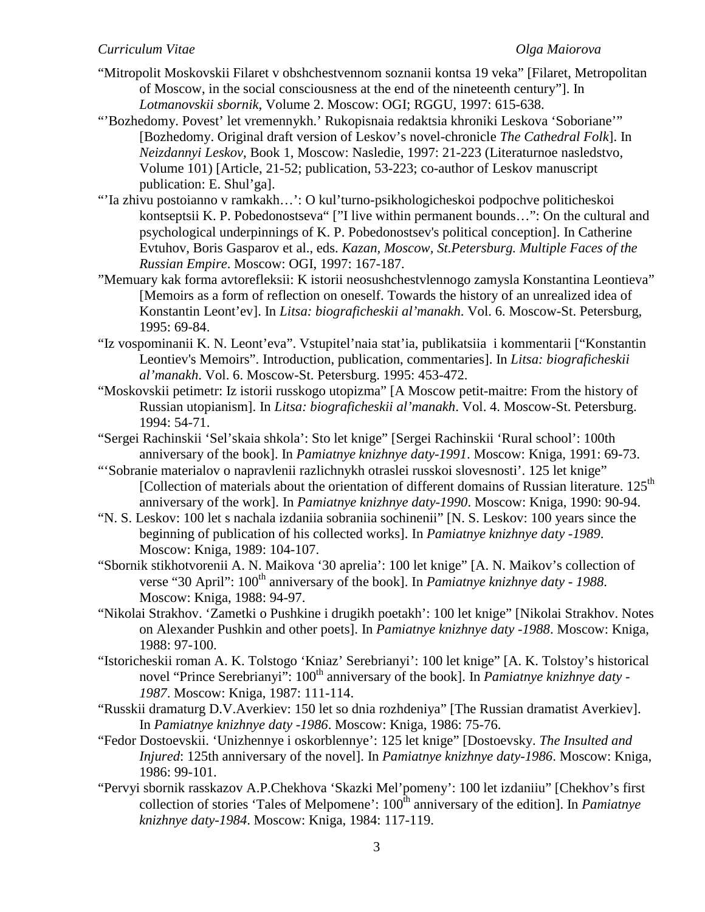"Mitropolit Moskovskii Filaret v obshchestvennom soznanii kontsa 19 veka" [Filaret, Metropolitan of Moscow, in the social consciousness at the end of the nineteenth century"]. In *Lotmanovskii sbornik*, Volume 2. Moscow: OGI; RGGU, 1997: 615-638.

"'Bozhedomy. Povest' let vremennykh.' Rukopisnaia redaktsia khroniki Leskova 'Soboriane'" [Bozhedomy. Original draft version of Leskov's novel-chronicle *The Cathedral Folk*]. In *Neizdannyi Leskov*, Book 1, Moscow: Nasledie, 1997: 21-223 (Literaturnoe nasledstvo, Volume 101) [Article, 21-52; publication, 53-223; co-author of Leskov manuscript publication: E. Shul'ga].

"'Ia zhivu postoianno v ramkakh…': O kul'turno-psikhologicheskoi podpochve politicheskoi kontseptsii K. P. Pobedonostseva" ["I live within permanent bounds…": On the cultural and psychological underpinnings of K. P. Pobedonostsev's political conception]. In Catherine Evtuhov, Boris Gasparov et al., eds. *Kazan, Moscow, St.Petersburg. Multiple Faces of the Russian Empire*. Moscow: OGI, 1997: 167-187.

"Memuary kak forma avtorefleksii: K istorii neosushchestvlennogo zamysla Konstantina Leontieva" [Memoirs as a form of reflection on oneself. Towards the history of an unrealized idea of Konstantin Leont'ev]. In *Litsa: biograficheskii al'manakh*. Vol. 6. Moscow-St. Petersburg, 1995: 69-84.

"Iz vospominanii K. N. Leont'eva". Vstupitel'naia stat'ia, publikatsiia i kommentarii ["Konstantin Leontiev's Memoirs". Introduction, publication, commentaries]. In *Litsa: biograficheskii al'manakh*. Vol. 6. Moscow-St. Petersburg. 1995: 453-472.

"Moskovskii petimetr: Iz istorii russkogo utopizma" [A Moscow petit-maitre: From the history of Russian utopianism]. In *Litsa: biograficheskii al'manakh*. Vol. 4. Moscow-St. Petersburg. 1994: 54-71.

"Sergei Rachinskii 'Sel'skaia shkola': Sto let knige" [Sergei Rachinskii 'Rural school': 100th anniversary of the book]. In *Pamiatnye knizhnye daty-1991*. Moscow: Kniga, 1991: 69-73.

"'Sobranie materialov o napravlenii razlichnykh otraslei russkoi slovesnosti'. 125 let knige" [Collection of materials about the orientation of different domains of Russian literature. 125th anniversary of the work]. In *Pamiatnye knizhnye daty-1990*. Moscow: Kniga, 1990: 90-94.

"N. S. Leskov: 100 let s nachala izdaniia sobraniia sochinenii" [N. S. Leskov: 100 years since the beginning of publication of his collected works]. In *Pamiatnye knizhnye daty -1989*. Moscow: Kniga, 1989: 104-107.

"Sbornik stikhotvorenii A. N. Maikova '30 aprelia': 100 let knige" [A. N. Maikov's collection of verse "30 April": 100th anniversary of the book]. In *Pamiatnye knizhnye daty - 1988*. Moscow: Kniga, 1988: 94-97.

"Nikolai Strakhov. 'Zametki o Pushkine i drugikh poetakh': 100 let knige" [Nikolai Strakhov. Notes on Alexander Pushkin and other poets]. In *Pamiatnye knizhnye daty -1988*. Moscow: Kniga, 1988: 97-100.

"Istoricheskii roman A. K. Tolstogo 'Kniaz' Serebrianyi': 100 let knige" [A. K. Tolstoy's historical novel "Prince Serebrianyi": 100th anniversary of the book]. In *Pamiatnye knizhnye daty - 1987*. Moscow: Kniga, 1987: 111-114.

"Russkii dramaturg D.V.Averkiev: 150 let so dnia rozhdeniya" [The Russian dramatist Averkiev]. In *Pamiatnye knizhnye daty -1986*. Moscow: Kniga, 1986: 75-76.

"Fedor Dostoevskii. 'Unizhennye i oskorblennye': 125 let knige" [Dostoevsky. *The Insulted and Injured*: 125th anniversary of the novel]. In *Pamiatnye knizhnye daty-1986*. Moscow: Kniga, 1986: 99-101.

"Pervyi sbornik rasskazov A.P.Chekhova 'Skazki Mel'pomeny': 100 let izdaniiu" [Chekhov's first collection of stories 'Tales of Melpomene': 100th anniversary of the edition]. In *Pamiatnye knizhnye daty-1984*. Moscow: Kniga, 1984: 117-119.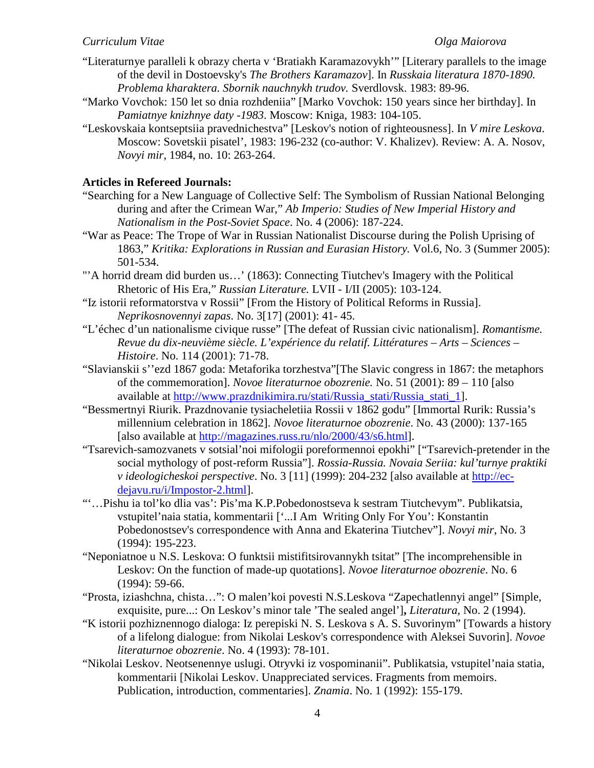"Literaturnye paralleli k obrazy cherta v 'Bratiakh Karamazovykh'" [Literary parallels to the image of the devil in Dostoevsky's *The Brothers Karamazov*]. In *Russkaia literatura 1870-1890. Problema kharaktera. Sbornik nauchnykh trudov.* Sverdlovsk. 1983: 89-96.

"Marko Vovchok: 150 let so dnia rozhdeniia" [Marko Vovchok: 150 years since her birthday]. In *Pamiatnye knizhnye daty -1983*. Moscow: Kniga, 1983: 104-105.

"Leskovskaia kontseptsiia pravednichestva" [Leskov's notion of righteousness]. In *V mire Leskova*. Moscow: Sovetskii pisatel', 1983: 196-232 (co-author: V. Khalizev). Review: A. A. Nosov, *Novyi mir*, 1984, no. 10: 263-264.

**Articles in Refereed Journals:**

"Searching for a New Language of Collective Self: The Symbolism of Russian National Belonging during and after the Crimean War," *Ab Imperio: Studies of New Imperial History and Nationalism in the Post-Soviet Space*. No. 4 (2006): 187-224.

"War as Peace: The Trope of War in Russian Nationalist Discourse during the Polish Uprising of 1863," *Kritika: Explorations in Russian and Eurasian History.* Vol.6, No. 3 (Summer 2005): 501-534.

"'A horrid dream did burden us…' (1863): Connecting Tiutchev's Imagery with the Political Rhetoric of His Era," *Russian Literature.* LVII - I/II (2005): 103-124.

"Iz istorii reformatorstva v Rossii" [From the History of Political Reforms in Russia]. *Neprikosnovennyi zapas*. No. 3[17] (2001): 41- 45.

"L'échec d'un nationalisme civique russe" [The defeat of Russian civic nationalism]. *Romantisme. Revue du dix-neuvième siècle. L'expérience du relatif. Littératures – Arts – Sciences – Histoire*. No. 114 (2001): 71-78.

"Slavianskii s''ezd 1867 goda: Metaforika torzhestva"[The Slavic congress in 1867: the metaphors of the commemoration]. *Novoe literaturnoe obozrenie.* No. 51 (2001): 89 – 110 [also available at http://www.prazdnikimira.ru/stati/Russia_stati/Russia_stati_1].

"Bessmertnyi Riurik. Prazdnovanie tysiacheletiia Rossii v 1862 godu" [Immortal Rurik: Russia's millennium celebration in 1862]. *Novoe literaturnoe obozrenie*. No. 43 (2000): 137-165 [also available at http://magazines.russ.ru/nlo/2000/43/s6.html].

"Tsarevich-samozvanets v sotsial'noi mifologii poreformennoi epokhi" ["Tsarevich-pretender in the social mythology of post-reform Russia"]. *Rossia-Russia. Novaia Seriia: kul'turnye praktiki v ideologicheskoi perspective*. No. 3 [11] (1999): 204-232 [also available at http://ec-dejavu.ru/i/Impostor-2.html].

"'…Pishu ia tol'ko dlia vas': Pis'ma K.P.Pobedonostseva k sestram Tiutchevym". Publikatsia, vstupitel'naia statia, kommentarii ['...I Am Writing Only For You': Konstantin Pobedonostsev's correspondence with Anna and Ekaterina Tiutchev"]. *Novyi mir*, No. 3 (1994): 195-223.

"Neponiatnoe u N.S. Leskova: O funktsii mistifitsirovannykh tsitat" [The incomprehensible in Leskov: On the function of made-up quotations]. *Novoe literaturnoe obozrenie*. No. 6 (1994): 59-66.

"Prosta, iziashchna, chista…": O malen'koi povesti N.S.Leskova "Zapechatlennyi angel" [Simple, exquisite, pure...: On Leskov's minor tale 'The sealed angel'], *Literatura*, No. 2 (1994).

"K istorii pozhiznennogo dialoga: Iz perepiski N. S. Leskova s A. S. Suvorinym" [Towards a history of a lifelong dialogue: from Nikolai Leskov's correspondence with Aleksei Suvorin]. *Novoe literaturnoe obozrenie*. No. 4 (1993): 78-101.

"Nikolai Leskov. Neotsenennye uslugi. Otryvki iz vospominanii". Publikatsia, vstupitel'naia statia, kommentarii [Nikolai Leskov. Unappreciated services. Fragments from memoirs. Publication, introduction, commentaries]. *Znamia*. No. 1 (1992): 155-179.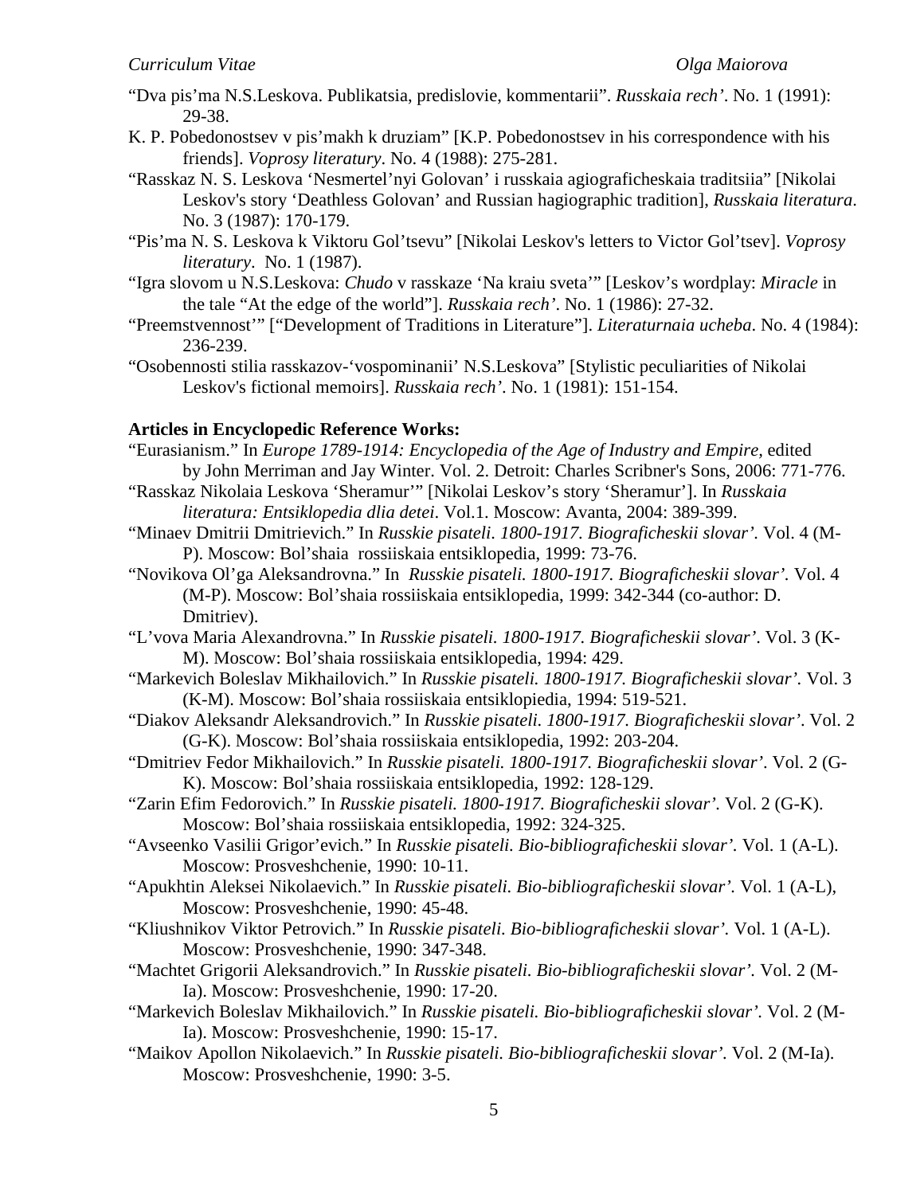"Dva pis'ma N.S.Leskova. Publikatsia, predislovie, kommentarii". *Russkaia rech'*. No. 1 (1991): 29-38.

K. P. Pobedonostsev v pis'makh k druziam" [K.P. Pobedonostsev in his correspondence with his friends]. *Voprosy literatury*. No. 4 (1988): 275-281.

"Rasskaz N. S. Leskova 'Nesmertel'nyi Golovan' i russkaia agiograficheskaia traditsiia" [Nikolai Leskov's story 'Deathless Golovan' and Russian hagiographic tradition], *Russkaia literatura*. No. 3 (1987): 170-179.

"Pis'ma N. S. Leskova k Viktoru Gol'tsevu" [Nikolai Leskov's letters to Victor Gol'tsev]. *Voprosy literatury*. No. 1 (1987).

"Igra slovom u N.S.Leskova: *Chudo* v rasskaze 'Na kraiu sveta'" [Leskov's wordplay: *Miracle* in the tale "At the edge of the world"]. *Russkaia rech'*. No. 1 (1986): 27-32.

"Preemstvennost'" ["Development of Traditions in Literature"]. *Literaturnaia ucheba*. No. 4 (1984): 236-239.

"Osobennosti stilia rasskazov-'vospominanii' N.S.Leskova" [Stylistic peculiarities of Nikolai Leskov's fictional memoirs]. *Russkaia rech'*. No. 1 (1981): 151-154.

**Articles in Encyclopedic Reference Works:**

"Eurasianism." In *Europe 1789-1914: Encyclopedia of the Age of Industry and Empire*, edited by John Merriman and Jay Winter. Vol. 2. Detroit: Charles Scribner's Sons, 2006: 771-776.

"Rasskaz Nikolaia Leskova 'Sheramur'" [Nikolai Leskov's story 'Sheramur']. In *Russkaia literatura: Entsiklopedia dlia detei*. Vol.1. Moscow: Avanta, 2004: 389-399.

"Minaev Dmitrii Dmitrievich." In *Russkie pisateli. 1800-1917. Biograficheskii slovar'*. Vol. 4 (M-P). Moscow: Bol'shaia rossiiskaia entsiklopedia, 1999: 73-76.

"Novikova Ol'ga Aleksandrovna." In *Russkie pisateli. 1800-1917. Biograficheskii slovar'*. Vol. 4 (M-P). Moscow: Bol'shaia rossiiskaia entsiklopedia, 1999: 342-344 (co-author: D. Dmitriev).

"L'vova Maria Alexandrovna." In *Russkie pisateli. 1800-1917. Biograficheskii slovar'*. Vol. 3 (K-M). Moscow: Bol'shaia rossiiskaia entsiklopedia, 1994: 429.

"Markevich Boleslav Mikhailovich." In *Russkie pisateli. 1800-1917. Biograficheskii slovar'*. Vol. 3 (K-M). Moscow: Bol'shaia rossiiskaia entsiklopiedia, 1994: 519-521.

"Diakov Aleksandr Aleksandrovich." In *Russkie pisateli. 1800-1917. Biograficheskii slovar'*. Vol. 2 (G-K). Moscow: Bol'shaia rossiiskaia entsiklopedia, 1992: 203-204.

"Dmitriev Fedor Mikhailovich." In *Russkie pisateli. 1800-1917. Biograficheskii slovar'*. Vol. 2 (G-K). Moscow: Bol'shaia rossiiskaia entsiklopedia, 1992: 128-129.

"Zarin Efim Fedorovich." In *Russkie pisateli. 1800-1917. Biograficheskii slovar'*. Vol. 2 (G-K). Moscow: Bol'shaia rossiiskaia entsiklopedia, 1992: 324-325.

"Avseenko Vasilii Grigor'evich." In *Russkie pisateli. Bio-bibliograficheskii slovar'*. Vol. 1 (A-L). Moscow: Prosveshchenie, 1990: 10-11.

"Apukhtin Aleksei Nikolaevich." In *Russkie pisateli. Bio-bibliograficheskii slovar'*. Vol. 1 (A-L), Moscow: Prosveshchenie, 1990: 45-48.

"Kliushnikov Viktor Petrovich." In *Russkie pisateli. Bio-bibliograficheskii slovar'*. Vol. 1 (A-L). Moscow: Prosveshchenie, 1990: 347-348.

"Machtet Grigorii Aleksandrovich." In *Russkie pisateli. Bio-bibliograficheskii slovar'*. Vol. 2 (M-Ia). Moscow: Prosveshchenie, 1990: 17-20.

"Markevich Boleslav Mikhailovich." In *Russkie pisateli. Bio-bibliograficheskii slovar'*. Vol. 2 (M-Ia). Moscow: Prosveshchenie, 1990: 15-17.

"Maikov Apollon Nikolaevich." In *Russkie pisateli. Bio-bibliograficheskii slovar'*. Vol. 2 (M-Ia). Moscow: Prosveshchenie, 1990: 3-5.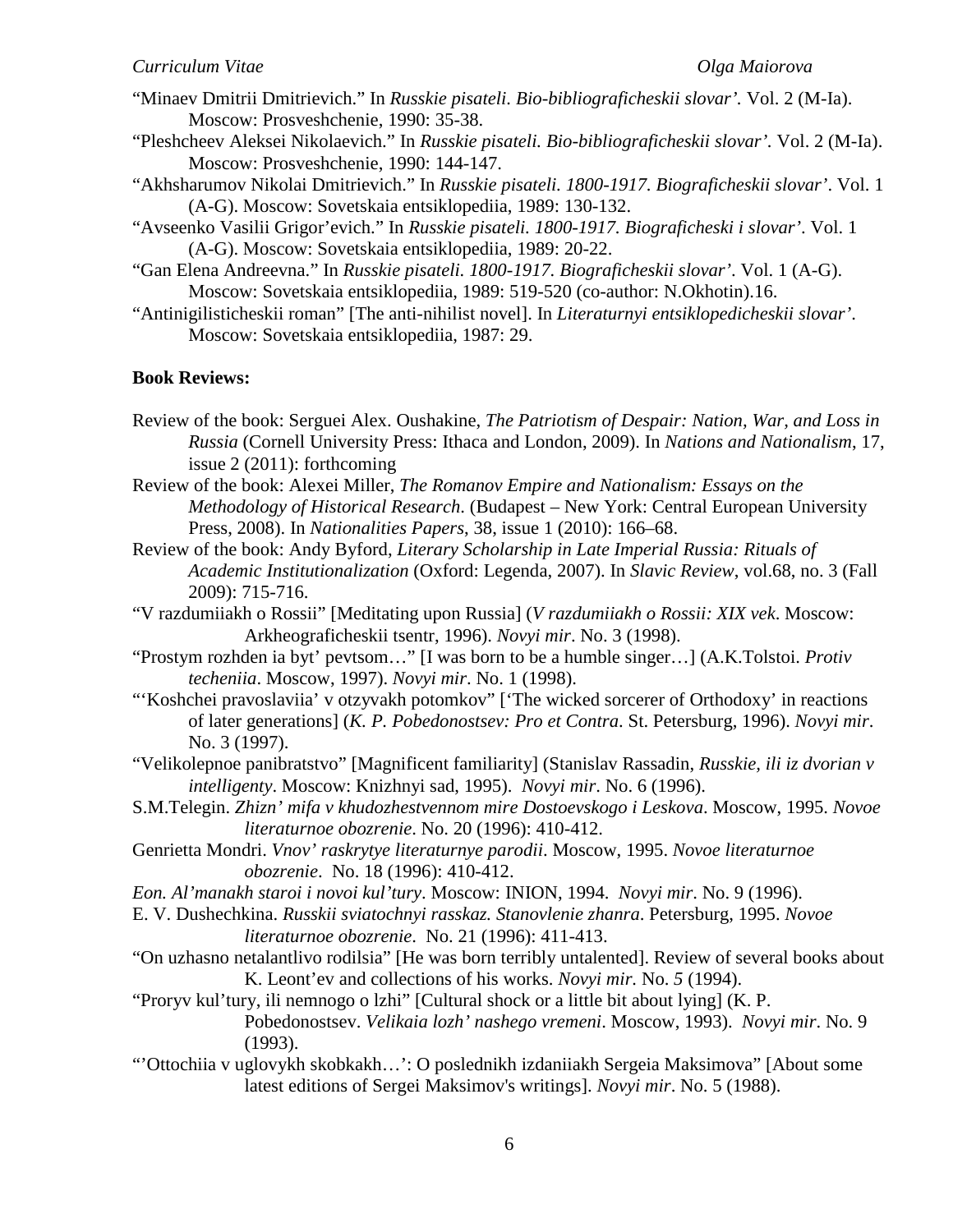“Minaev Dmitrii Dmitrievich.” In *Russkie pisateli. Bio-bibliograficheskii slovar’.* Vol. 2 (M-Ia). Moscow: Prosveshchenie, 1990: 35-38.

“Pleshcheev Aleksei Nikolaevich.” In *Russkie pisateli. Bio-bibliograficheskii slovar’.* Vol. 2 (M-Ia). Moscow: Prosveshchenie, 1990: 144-147.

“Akhsharumov Nikolai Dmitrievich.” In *Russkie pisateli. 1800-1917. Biograficheskii slovar’*. Vol. 1 (A-G). Moscow: Sovetskaia entsiklopediia, 1989: 130-132.

“Avseenko Vasilii Grigor’evich.” In *Russkie pisateli. 1800-1917. Biograficheski i slovar’*. Vol. 1 (A-G). Moscow: Sovetskaia entsiklopediia, 1989: 20-22.

“Gan Elena Andreevna.” In *Russkie pisateli. 1800-1917. Biograficheskii slovar’*. Vol. 1 (A-G). Moscow: Sovetskaia entsiklopediia, 1989: 519-520 (co-author: N.Okhotin).16.

“Antinigilisticheskii roman” [The anti-nihilist novel]. In *Literaturnyi entsiklopedicheskii slovar’*. Moscow: Sovetskaia entsiklopediia, 1987: 29.

**Book Reviews:**

Review of the book: Serguei Alex. Oushakine, *The Patriotism of Despair: Nation, War, and Loss in Russia* (Cornell University Press: Ithaca and London, 2009). In *Nations and Nationalism*, 17, issue 2 (2011): forthcoming

Review of the book: Alexei Miller, *The Romanov Empire and Nationalism: Essays on the Methodology of Historical Research*. (Budapest – New York: Central European University Press, 2008). In *Nationalities Papers*, 38, issue 1 (2010): 166–68.

Review of the book: Andy Byford, *Literary Scholarship in Late Imperial Russia: Rituals of Academic Institutionalization* (Oxford: Legenda, 2007). In *Slavic Review*, vol.68, no. 3 (Fall 2009): 715-716.

“V razdumiiakh o Rossii” [Meditating upon Russia] (*V razdumiiakh o Rossii: XIX vek*. Moscow: Arkheograficheskii tsentr, 1996). *Novyi mir*. No. 3 (1998).

“Prostym rozhden ia byt’ pevtsom…” [I was born to be a humble singer…] (A.K.Tolstoi. *Protiv techeniia*. Moscow, 1997). *Novyi mir*. No. 1 (1998).

“‘Koshchei pravoslaviia’ v otzyvakh potomkov” [‘The wicked sorcerer of Orthodoxy’ in reactions of later generations] (*K. P. Pobedonostsev: Pro et Contra*. St. Petersburg, 1996). *Novyi mir*. No. 3 (1997).

“Velikolepnoe panibratstvo” [Magnificent familiarity] (Stanislav Rassadin, *Russkie, ili iz dvorian v intelligenty*. Moscow: Knizhnyi sad, 1995). *Novyi mir*. No. 6 (1996).

S.M.Telegin. *Zhizn’ mifa v khudozhestvennom mire Dostoevskogo i Leskova*. Moscow, 1995. *Novoe literaturnoe obozrenie*. No. 20 (1996): 410-412.

Genrietta Mondri. *Vnov’ raskrytye literaturnye parodii*. Moscow, 1995. *Novoe literaturnoe obozrenie*. No. 18 (1996): 410-412.

*Eon. Al’manakh staroi i novoi kul’tury*. Moscow: INION, 1994. *Novyi mir*. No. 9 (1996).

E. V. Dushechkina. *Russkii sviatochnyi rasskaz. Stanovlenie zhanra*. Petersburg, 1995. *Novoe literaturnoe obozrenie*. No. 21 (1996): 411-413.

“On uzhasno netalantlivo rodilsia” [He was born terribly untalented]. Review of several books about K. Leont’ev and collections of his works. *Novyi mir*. No. *5* (1994).

“Proryv kul’tury, ili nemnogo o lzhi” [Cultural shock or a little bit about lying] (K. P. Pobedonostsev. *Velikaia lozh’ nashego vremeni*. Moscow, 1993). *Novyi mir*. No. 9 (1993).

“’Ottochiia v uglovykh skobkakh…’: O poslednikh izdaniiakh Sergeia Maksimova” [About some latest editions of Sergei Maksimov's writings]. *Novyi mir*. No. 5 (1988).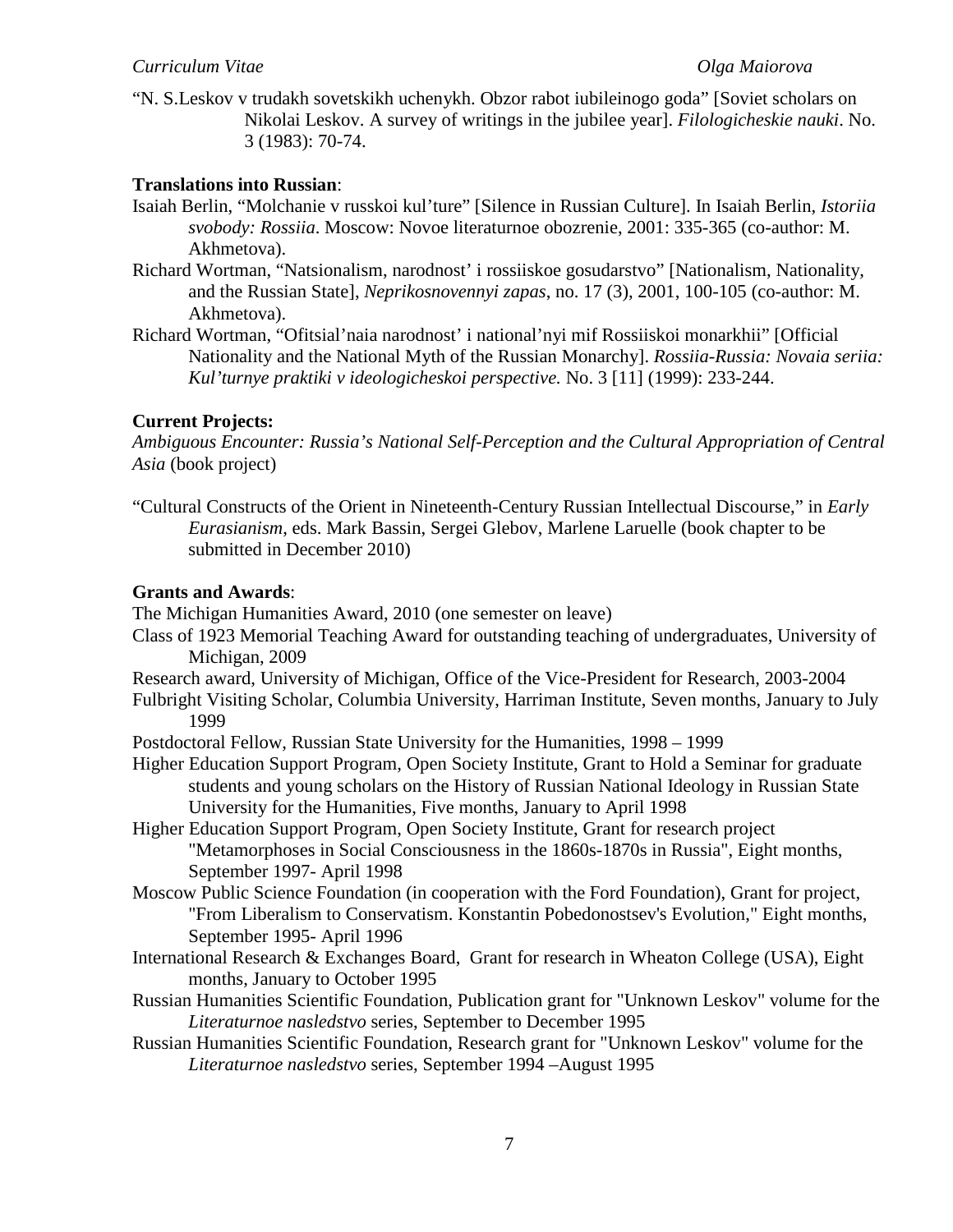"N. S.Leskov v trudakh sovetskikh uchenykh. Obzor rabot iubileinogo goda" [Soviet scholars on Nikolai Leskov. A survey of writings in the jubilee year]. *Filologicheskie nauki*. No. 3 (1983): 70-74.

**Translations into Russian**:

Isaiah Berlin, "Molchanie v russkoi kul'ture" [Silence in Russian Culture]. In Isaiah Berlin, *Istoriia svobody: Rossiia*. Moscow: Novoe literaturnoe obozrenie, 2001: 335-365 (co-author: M. Akhmetova).

Richard Wortman, "Natsionalism, narodnost' i rossiiskoe gosudarstvo" [Nationalism, Nationality, and the Russian State], *Neprikosnovennyi zapas*, no. 17 (3), 2001, 100-105 (co-author: M. Akhmetova).

Richard Wortman, "Ofitsial'naia narodnost' i national'nyi mif Rossiiskoi monarkhii" [Official Nationality and the National Myth of the Russian Monarchy]. *Rossiia-Russia: Novaia seriia: Kul'turnye praktiki v ideologicheskoi perspective.* No. 3 [11] (1999): 233-244.

**Current Projects:**

*Ambiguous Encounter: Russia's National Self-Perception and the Cultural Appropriation of Central Asia* (book project)

"Cultural Constructs of the Orient in Nineteenth-Century Russian Intellectual Discourse," in *Early Eurasianism*, eds. Mark Bassin, Sergei Glebov, Marlene Laruelle (book chapter to be submitted in December 2010)

**Grants and Awards**:

The Michigan Humanities Award, 2010 (one semester on leave)

Class of 1923 Memorial Teaching Award for outstanding teaching of undergraduates, University of Michigan, 2009

Research award, University of Michigan, Office of the Vice-President for Research, 2003-2004

Fulbright Visiting Scholar, Columbia University, Harriman Institute, Seven months, January to July 1999

Postdoctoral Fellow, Russian State University for the Humanities, 1998 – 1999

Higher Education Support Program, Open Society Institute, Grant to Hold a Seminar for graduate students and young scholars on the History of Russian National Ideology in Russian State University for the Humanities, Five months, January to April 1998

Higher Education Support Program, Open Society Institute, Grant for research project "Metamorphoses in Social Consciousness in the 1860s-1870s in Russia", Eight months, September 1997- April 1998

Moscow Public Science Foundation (in cooperation with the Ford Foundation), Grant for project, "From Liberalism to Conservatism. Konstantin Pobedonostsev's Evolution," Eight months, September 1995- April 1996

International Research & Exchanges Board, Grant for research in Wheaton College (USA), Eight months, January to October 1995

Russian Humanities Scientific Foundation, Publication grant for "Unknown Leskov" volume for the *Literaturnoe nasledstvo* series, September to December 1995

Russian Humanities Scientific Foundation, Research grant for "Unknown Leskov" volume for the *Literaturnoe nasledstvo* series, September 1994 –August 1995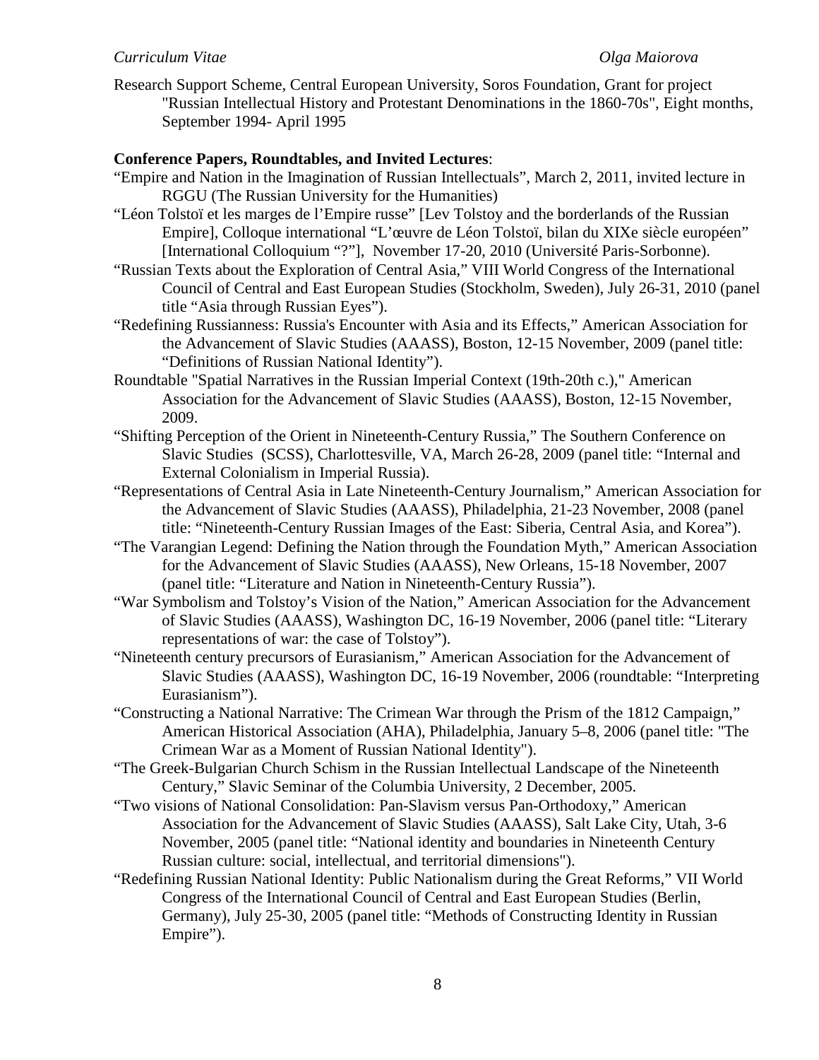Research Support Scheme, Central European University, Soros Foundation, Grant for project "Russian Intellectual History and Protestant Denominations in the 1860-70s", Eight months, September 1994- April 1995

**Conference Papers, Roundtables, and Invited Lectures**:

"Empire and Nation in the Imagination of Russian Intellectuals", March 2, 2011, invited lecture in RGGU (The Russian University for the Humanities)

"Léon Tolstoï et les marges de l'Empire russe" [Lev Tolstoy and the borderlands of the Russian Empire], Colloque international "L'œuvre de Léon Tolstoï, bilan du XIXe siècle européen" [International Colloquium "?"], November 17-20, 2010 (Université Paris-Sorbonne).

"Russian Texts about the Exploration of Central Asia," VIII World Congress of the International Council of Central and East European Studies (Stockholm, Sweden), July 26-31, 2010 (panel title "Asia through Russian Eyes").

"Redefining Russianness: Russia's Encounter with Asia and its Effects," American Association for the Advancement of Slavic Studies (AAASS), Boston, 12-15 November, 2009 (panel title: "Definitions of Russian National Identity").

Roundtable "Spatial Narratives in the Russian Imperial Context (19th-20th c.)," American Association for the Advancement of Slavic Studies (AAASS), Boston, 12-15 November, 2009.

"Shifting Perception of the Orient in Nineteenth-Century Russia," The Southern Conference on Slavic Studies (SCSS), Charlottesville, VA, March 26-28, 2009 (panel title: "Internal and External Colonialism in Imperial Russia).

"Representations of Central Asia in Late Nineteenth-Century Journalism," American Association for the Advancement of Slavic Studies (AAASS), Philadelphia, 21-23 November, 2008 (panel title: "Nineteenth-Century Russian Images of the East: Siberia, Central Asia, and Korea").

"The Varangian Legend: Defining the Nation through the Foundation Myth," American Association for the Advancement of Slavic Studies (AAASS), New Orleans, 15-18 November, 2007 (panel title: "Literature and Nation in Nineteenth-Century Russia").

"War Symbolism and Tolstoy's Vision of the Nation," American Association for the Advancement of Slavic Studies (AAASS), Washington DC, 16-19 November, 2006 (panel title: "Literary representations of war: the case of Tolstoy").

"Nineteenth century precursors of Eurasianism," American Association for the Advancement of Slavic Studies (AAASS), Washington DC, 16-19 November, 2006 (roundtable: "Interpreting Eurasianism").

"Constructing a National Narrative: The Crimean War through the Prism of the 1812 Campaign," American Historical Association (AHA), Philadelphia, January 5–8, 2006 (panel title: "The Crimean War as a Moment of Russian National Identity").

"The Greek-Bulgarian Church Schism in the Russian Intellectual Landscape of the Nineteenth Century," Slavic Seminar of the Columbia University, 2 December, 2005.

"Two visions of National Consolidation: Pan-Slavism versus Pan-Orthodoxy," American Association for the Advancement of Slavic Studies (AAASS), Salt Lake City, Utah, 3-6 November, 2005 (panel title: "National identity and boundaries in Nineteenth Century Russian culture: social, intellectual, and territorial dimensions").

"Redefining Russian National Identity: Public Nationalism during the Great Reforms," VII World Congress of the International Council of Central and East European Studies (Berlin, Germany), July 25-30, 2005 (panel title: "Methods of Constructing Identity in Russian Empire").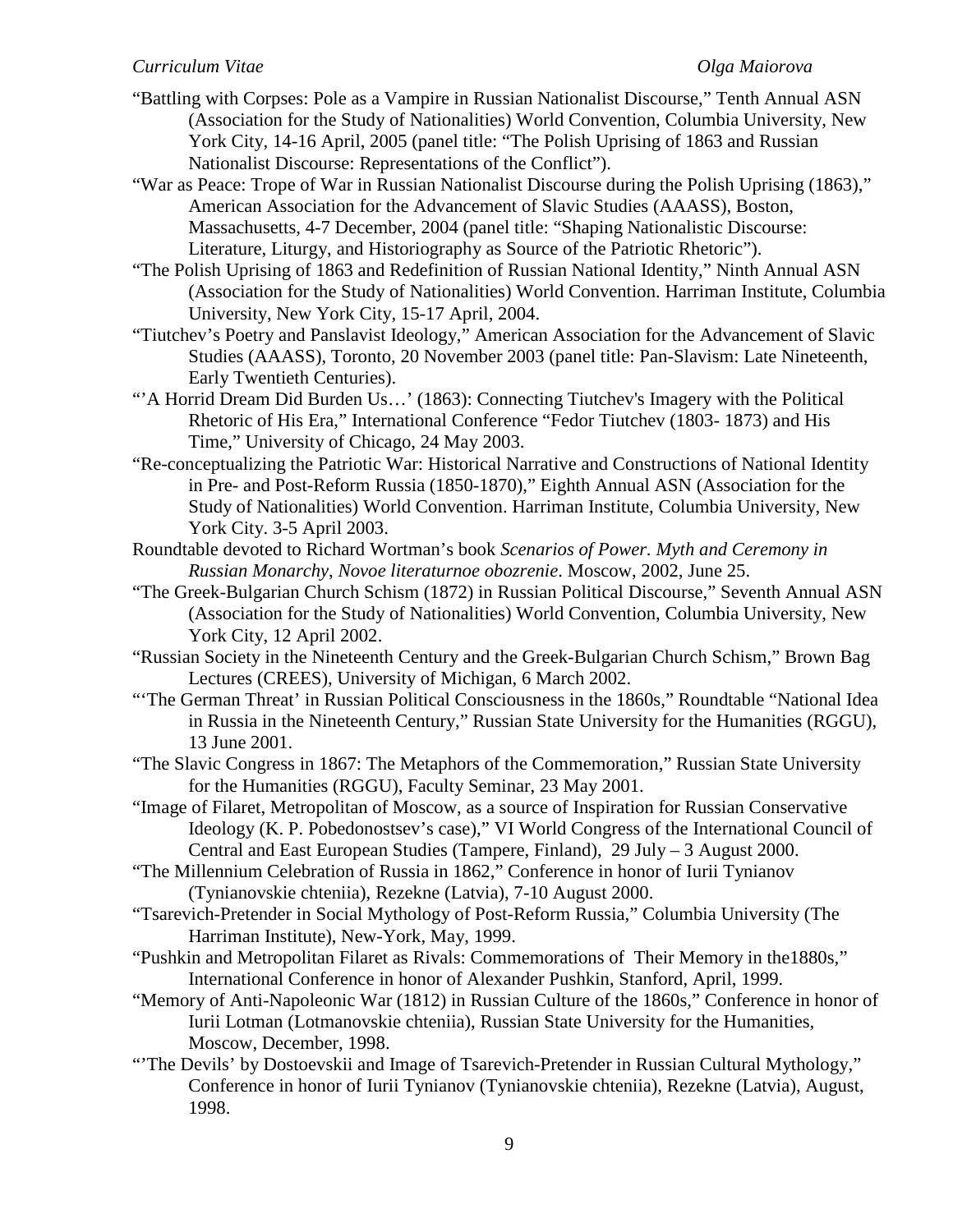"Battling with Corpses: Pole as a Vampire in Russian Nationalist Discourse," Tenth Annual ASN (Association for the Study of Nationalities) World Convention, Columbia University, New York City, 14-16 April, 2005 (panel title: "The Polish Uprising of 1863 and Russian Nationalist Discourse: Representations of the Conflict").

"War as Peace: Trope of War in Russian Nationalist Discourse during the Polish Uprising (1863)," American Association for the Advancement of Slavic Studies (AAASS), Boston, Massachusetts, 4-7 December, 2004 (panel title: "Shaping Nationalistic Discourse: Literature, Liturgy, and Historiography as Source of the Patriotic Rhetoric").

"The Polish Uprising of 1863 and Redefinition of Russian National Identity," Ninth Annual ASN (Association for the Study of Nationalities) World Convention. Harriman Institute, Columbia University, New York City, 15-17 April, 2004.

"Tiutchev's Poetry and Panslavist Ideology," American Association for the Advancement of Slavic Studies (AAASS), Toronto, 20 November 2003 (panel title: Pan-Slavism: Late Nineteenth, Early Twentieth Centuries).

"'A Horrid Dream Did Burden Us…' (1863): Connecting Tiutchev's Imagery with the Political Rhetoric of His Era," International Conference "Fedor Tiutchev (1803- 1873) and His Time," University of Chicago, 24 May 2003.

"Re-conceptualizing the Patriotic War: Historical Narrative and Constructions of National Identity in Pre- and Post-Reform Russia (1850-1870)," Eighth Annual ASN (Association for the Study of Nationalities) World Convention. Harriman Institute, Columbia University, New York City. 3-5 April 2003.

Roundtable devoted to Richard Wortman's book *Scenarios of Power. Myth and Ceremony in Russian Monarchy*, *Novoe literaturnoe obozrenie*. Moscow, 2002, June 25.

"The Greek-Bulgarian Church Schism (1872) in Russian Political Discourse," Seventh Annual ASN (Association for the Study of Nationalities) World Convention, Columbia University, New York City, 12 April 2002.

"Russian Society in the Nineteenth Century and the Greek-Bulgarian Church Schism," Brown Bag Lectures (CREES), University of Michigan, 6 March 2002.

"'The German Threat' in Russian Political Consciousness in the 1860s," Roundtable "National Idea in Russia in the Nineteenth Century," Russian State University for the Humanities (RGGU), 13 June 2001.

"The Slavic Congress in 1867: The Metaphors of the Commemoration," Russian State University for the Humanities (RGGU), Faculty Seminar, 23 May 2001.

"Image of Filaret, Metropolitan of Moscow, as a source of Inspiration for Russian Conservative Ideology (K. P. Pobedonostsev's case)," VI World Congress of the International Council of Central and East European Studies (Tampere, Finland), 29 July – 3 August 2000.

"The Millennium Celebration of Russia in 1862," Conference in honor of Iurii Tynianov (Tynianovskie chteniia), Rezekne (Latvia), 7-10 August 2000.

"Tsarevich-Pretender in Social Mythology of Post-Reform Russia," Columbia University (The Harriman Institute), New-York, May, 1999.

"Pushkin and Metropolitan Filaret as Rivals: Commemorations of Their Memory in the1880s," International Conference in honor of Alexander Pushkin, Stanford, April, 1999.

"Memory of Anti-Napoleonic War (1812) in Russian Culture of the 1860s," Conference in honor of Iurii Lotman (Lotmanovskie chteniia), Russian State University for the Humanities, Moscow, December, 1998.

"'The Devils' by Dostoevskii and Image of Tsarevich-Pretender in Russian Cultural Mythology," Conference in honor of Iurii Tynianov (Tynianovskie chteniia), Rezekne (Latvia), August, 1998.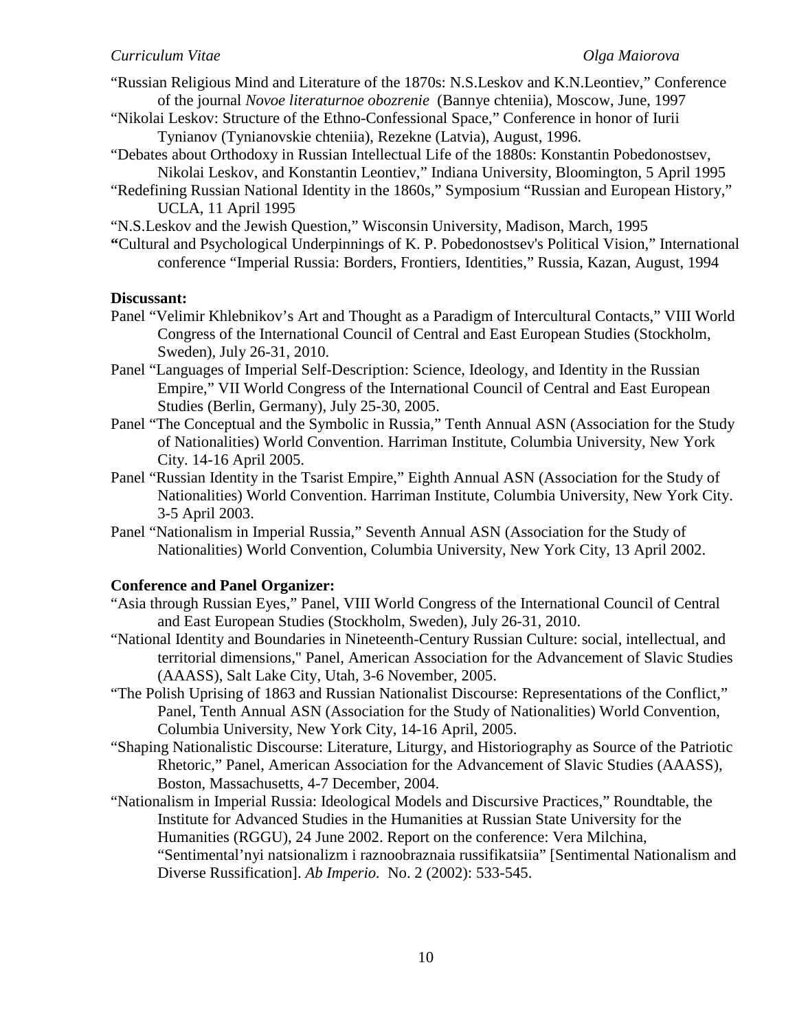"Russian Religious Mind and Literature of the 1870s: N.S.Leskov and K.N.Leontiev," Conference of the journal *Novoe literaturnoe obozrenie* (Bannye chteniia), Moscow, June, 1997

"Nikolai Leskov: Structure of the Ethno-Confessional Space," Conference in honor of Iurii Tynianov (Tynianovskie chteniia), Rezekne (Latvia), August, 1996.

"Debates about Orthodoxy in Russian Intellectual Life of the 1880s: Konstantin Pobedonostsev, Nikolai Leskov, and Konstantin Leontiev," Indiana University, Bloomington, 5 April 1995

"Redefining Russian National Identity in the 1860s," Symposium "Russian and European History," UCLA, 11 April 1995

"N.S.Leskov and the Jewish Question," Wisconsin University, Madison, March, 1995

"Cultural and Psychological Underpinnings of K. P. Pobedonostsev's Political Vision," International conference "Imperial Russia: Borders, Frontiers, Identities," Russia, Kazan, August, 1994

**Discussant:**

Panel "Velimir Khlebnikov's Art and Thought as a Paradigm of Intercultural Contacts," VIII World Congress of the International Council of Central and East European Studies (Stockholm, Sweden), July 26-31, 2010.

Panel "Languages of Imperial Self-Description: Science, Ideology, and Identity in the Russian Empire," VII World Congress of the International Council of Central and East European Studies (Berlin, Germany), July 25-30, 2005.

Panel "The Conceptual and the Symbolic in Russia," Tenth Annual ASN (Association for the Study of Nationalities) World Convention. Harriman Institute, Columbia University, New York City. 14-16 April 2005.

Panel "Russian Identity in the Tsarist Empire," Eighth Annual ASN (Association for the Study of Nationalities) World Convention. Harriman Institute, Columbia University, New York City. 3-5 April 2003.

Panel "Nationalism in Imperial Russia," Seventh Annual ASN (Association for the Study of Nationalities) World Convention, Columbia University, New York City, 13 April 2002.

**Conference and Panel Organizer:**

"Asia through Russian Eyes," Panel, VIII World Congress of the International Council of Central and East European Studies (Stockholm, Sweden), July 26-31, 2010.

"National Identity and Boundaries in Nineteenth-Century Russian Culture: social, intellectual, and territorial dimensions," Panel, American Association for the Advancement of Slavic Studies (AAASS), Salt Lake City, Utah, 3-6 November, 2005.

"The Polish Uprising of 1863 and Russian Nationalist Discourse: Representations of the Conflict," Panel, Tenth Annual ASN (Association for the Study of Nationalities) World Convention, Columbia University, New York City, 14-16 April, 2005.

"Shaping Nationalistic Discourse: Literature, Liturgy, and Historiography as Source of the Patriotic Rhetoric," Panel, American Association for the Advancement of Slavic Studies (AAASS), Boston, Massachusetts, 4-7 December, 2004.

"Nationalism in Imperial Russia: Ideological Models and Discursive Practices," Roundtable, the Institute for Advanced Studies in the Humanities at Russian State University for the Humanities (RGGU), 24 June 2002. Report on the conference: Vera Milchina, "Sentimental'nyi natsionalizm i raznoobraznaia russifikatsiia" [Sentimental Nationalism and Diverse Russification]. *Ab Imperio.* No. 2 (2002): 533-545.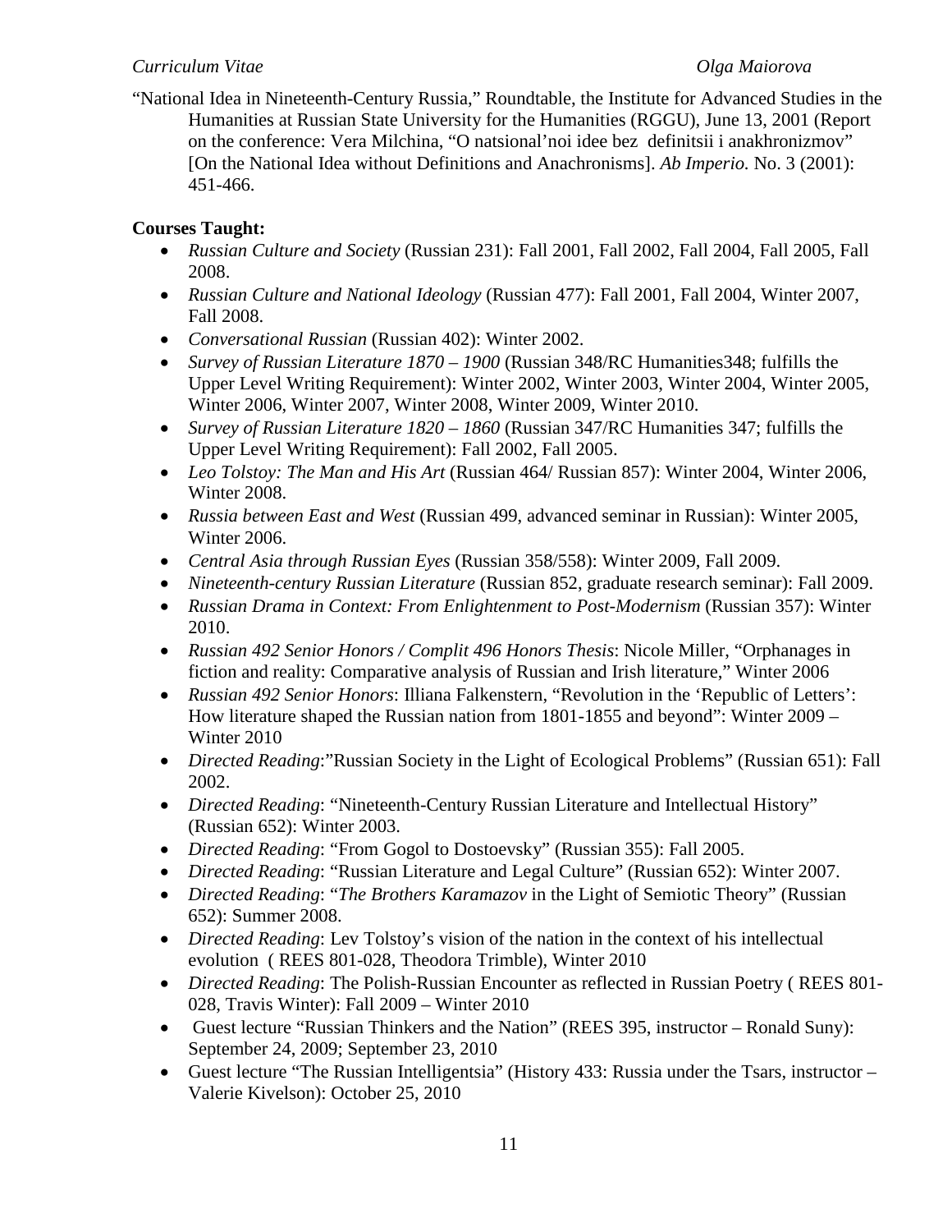"National Idea in Nineteenth-Century Russia," Roundtable, the Institute for Advanced Studies in the Humanities at Russian State University for the Humanities (RGGU), June 13, 2001 (Report on the conference: Vera Milchina, "O natsional'noi idee bez definitsii i anakhronizmov" [On the National Idea without Definitions and Anachronisms]. *Ab Imperio.* No. 3 (2001): 451-466.

**Courses Taught:**

- *Russian Culture and Society* (Russian 231): Fall 2001, Fall 2002, Fall 2004, Fall 2005, Fall 2008.
- *Russian Culture and National Ideology* (Russian 477): Fall 2001, Fall 2004, Winter 2007, Fall 2008.
- *Conversational Russian* (Russian 402): Winter 2002.
- *Survey of Russian Literature 1870 – 1900* (Russian 348/RC Humanities348; fulfills the Upper Level Writing Requirement): Winter 2002, Winter 2003, Winter 2004, Winter 2005, Winter 2006, Winter 2007, Winter 2008, Winter 2009, Winter 2010.
- *Survey of Russian Literature 1820 – 1860* (Russian 347/RC Humanities 347; fulfills the Upper Level Writing Requirement): Fall 2002, Fall 2005.
- *Leo Tolstoy: The Man and His Art* (Russian 464/ Russian 857): Winter 2004, Winter 2006, Winter 2008.
- *Russia between East and West* (Russian 499, advanced seminar in Russian): Winter 2005, Winter 2006.
- *Central Asia through Russian Eyes* (Russian 358/558): Winter 2009, Fall 2009.
- *Nineteenth-century Russian Literature* (Russian 852, graduate research seminar): Fall 2009.
- *Russian Drama in Context: From Enlightenment to Post-Modernism* (Russian 357): Winter 2010.
- *Russian 492 Senior Honors / Complit 496 Honors Thesis*: Nicole Miller, "Orphanages in fiction and reality: Comparative analysis of Russian and Irish literature," Winter 2006
- *Russian 492 Senior Honors*: Illiana Falkenstern, "Revolution in the 'Republic of Letters': How literature shaped the Russian nation from 1801-1855 and beyond": Winter 2009 – Winter 2010
- *Directed Reading*:"Russian Society in the Light of Ecological Problems" (Russian 651): Fall 2002.
- *Directed Reading*: "Nineteenth-Century Russian Literature and Intellectual History" (Russian 652): Winter 2003.
- *Directed Reading*: "From Gogol to Dostoevsky" (Russian 355): Fall 2005.
- *Directed Reading*: "Russian Literature and Legal Culture" (Russian 652): Winter 2007.
- *Directed Reading*: "*The Brothers Karamazov* in the Light of Semiotic Theory" (Russian 652): Summer 2008.
- *Directed Reading*: Lev Tolstoy's vision of the nation in the context of his intellectual evolution ( REES 801-028, Theodora Trimble), Winter 2010
- *Directed Reading*: The Polish-Russian Encounter as reflected in Russian Poetry ( REES 801-028, Travis Winter): Fall 2009 – Winter 2010
- Guest lecture "Russian Thinkers and the Nation" (REES 395, instructor – Ronald Suny): September 24, 2009; September 23, 2010
- Guest lecture "The Russian Intelligentsia" (History 433: Russia under the Tsars, instructor – Valerie Kivelson): October 25, 2010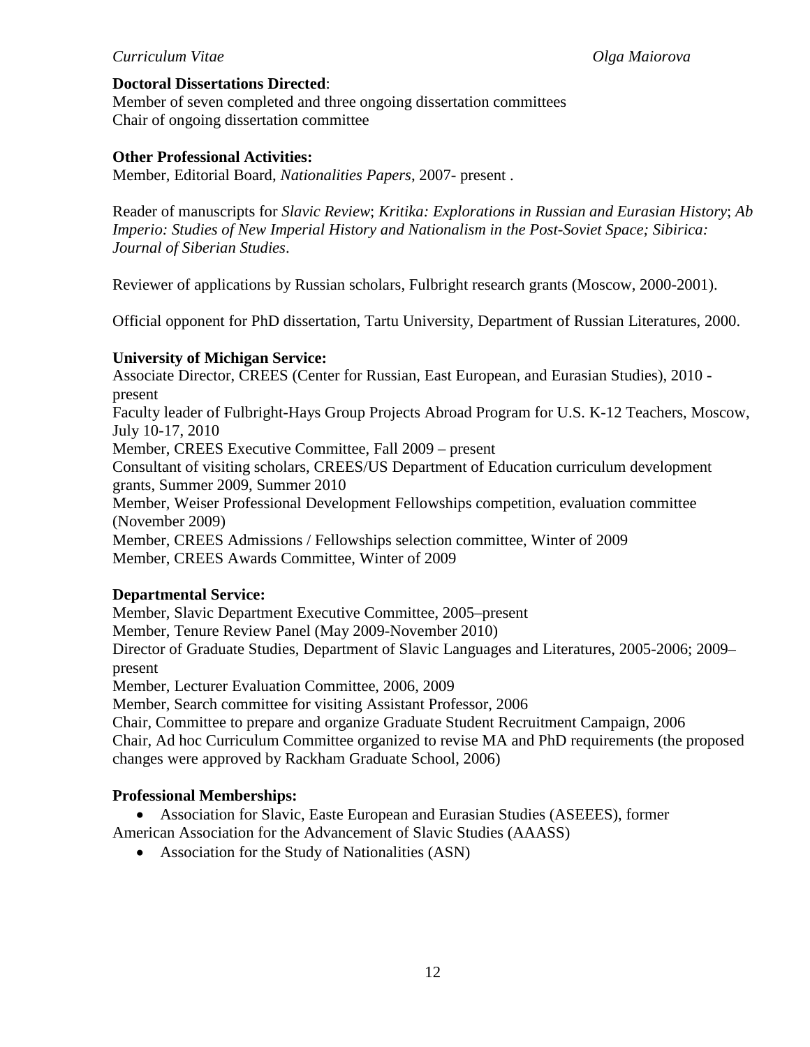**Doctoral Dissertations Directed**:
Member of seven completed and three ongoing dissertation committees
Chair of ongoing dissertation committee

**Other Professional Activities:**
Member, Editorial Board, *Nationalities Papers*, 2007- present .

Reader of manuscripts for *Slavic Review*; *Kritika: Explorations in Russian and Eurasian History*; *Ab Imperio: Studies of New Imperial History and Nationalism in the Post-Soviet Space; Sibirica: Journal of Siberian Studies*.

Reviewer of applications by Russian scholars, Fulbright research grants (Moscow, 2000-2001).

Official opponent for PhD dissertation, Tartu University, Department of Russian Literatures, 2000.

**University of Michigan Service:**
Associate Director, CREES (Center for Russian, East European, and Eurasian Studies), 2010 - present
Faculty leader of Fulbright-Hays Group Projects Abroad Program for U.S. K-12 Teachers, Moscow, July 10-17, 2010
Member, CREES Executive Committee, Fall 2009 – present
Consultant of visiting scholars, CREES/US Department of Education curriculum development grants, Summer 2009, Summer 2010
Member, Weiser Professional Development Fellowships competition, evaluation committee (November 2009)
Member, CREES Admissions / Fellowships selection committee, Winter of 2009
Member, CREES Awards Committee, Winter of 2009

**Departmental Service:**
Member, Slavic Department Executive Committee, 2005–present
Member, Tenure Review Panel (May 2009-November 2010)
Director of Graduate Studies, Department of Slavic Languages and Literatures, 2005-2006; 2009–present
Member, Lecturer Evaluation Committee, 2006, 2009
Member, Search committee for visiting Assistant Professor, 2006
Chair, Committee to prepare and organize Graduate Student Recruitment Campaign, 2006
Chair, Ad hoc Curriculum Committee organized to revise MA and PhD requirements (the proposed changes were approved by Rackham Graduate School, 2006)

**Professional Memberships:**

- Association for Slavic, Easte European and Eurasian Studies (ASEEES), former American Association for the Advancement of Slavic Studies (AAASS)
- Association for the Study of Nationalities (ASN)